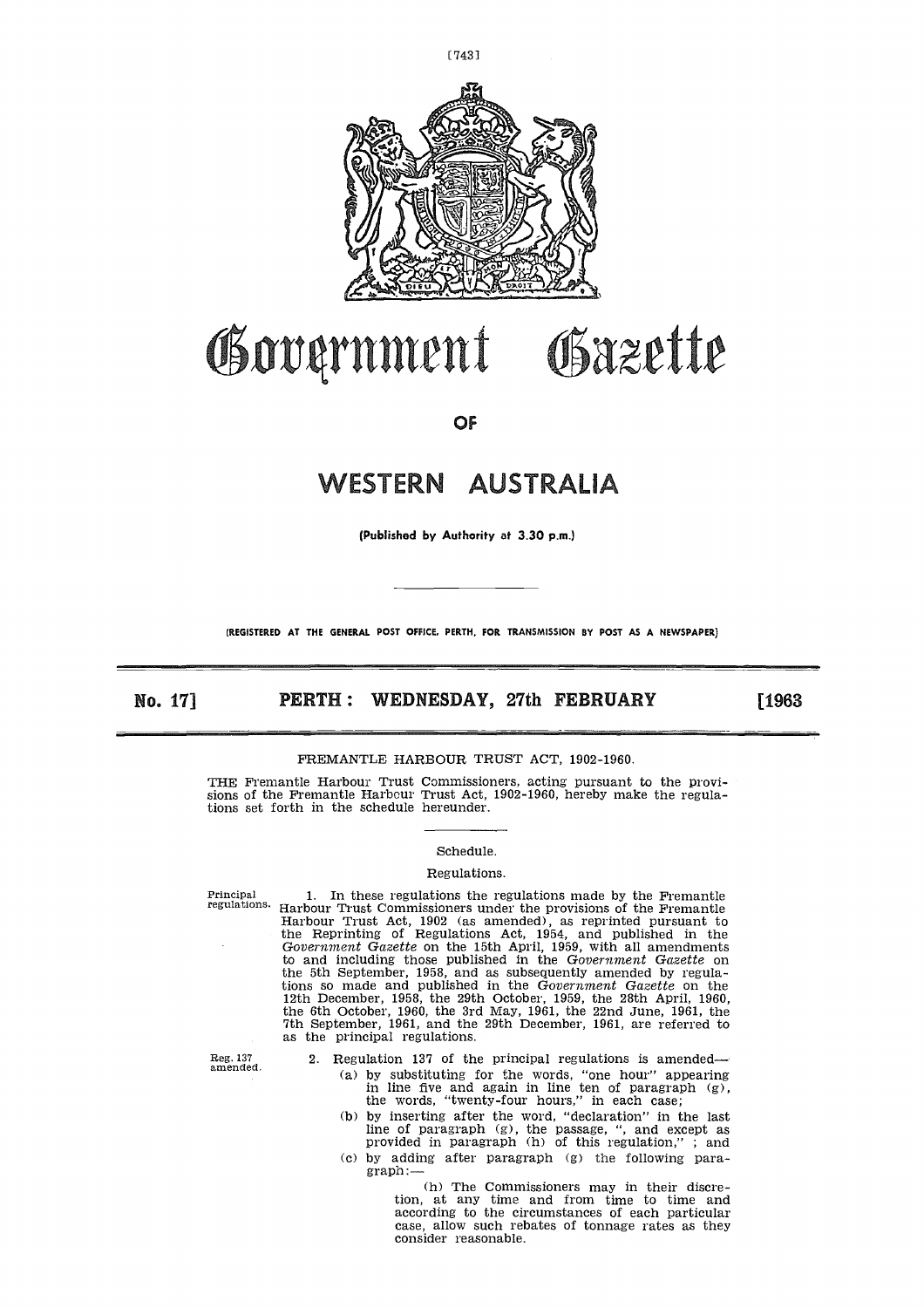# Government Gazette

OF

# WESTERN AUSTRALIA

(Published by Authority at 3.30 p.m.)

(REGISTERED AT THE GENERAL POST OFFICE, PERTH, FOR TRANSMISSION BY POST AS A NEWSPAPER)

**No. 17] PERTH: WEDNESDAY, 27th FEBRUARY [1963**

FREMANTLE HARBOUR TRUST ACT, 1902-1960.

THE Fremantle Harbour Trust Commissioners, acting pursuant to the provisions of the Fremantle Harbour Trust Act, 1902-1960, hereby make the regulations set forth in the schedule hereunder.

Schedule.

Regulations.

Principal regulations.

1. In these regulations the regulations made by the Fremantle Harbour Trust Commissioners under the provisions of the Fremantle Harbour Trust Act, 1902 (as amended), as reprinted pursuant to the Reprinting of Regulations Act, 1954, and published in the *Government Gazette* on the 15th April, 1959, with all amendments to and including those published in the *Government Gazette* on the 5th September, 1958, and as subsequently amended by regulations so made and published in the *Government Gazette* on the 12th December, 1958, the 29th October, 1959, the 28th April, 1960, the 6th October, 1960, the 3rd May, 1961, the 22nd June, 1961, the 7th September, 1961, and the 29th December, 1961, are referred to as the principal regulations.

Reg. 137 amended.

2. Regulation 137 of the principal regulations is amended—

(a) by substituting for the words, "one hour" appearing in line five and again in line ten of paragraph (g), the words, "twenty-four hours," in each case;

(b) by inserting after the word, "declaration" in the last line of paragraph (g), the passage, ", and except as provided in paragraph (h) of this regulation," ; and

(c) by adding after paragraph (g) the following paragraph:—

(h) The Commissioners may in their discretion, at any time and from time to time and according to the circumstances of each particular case, allow such rebates of tonnage rates as they consider reasonable.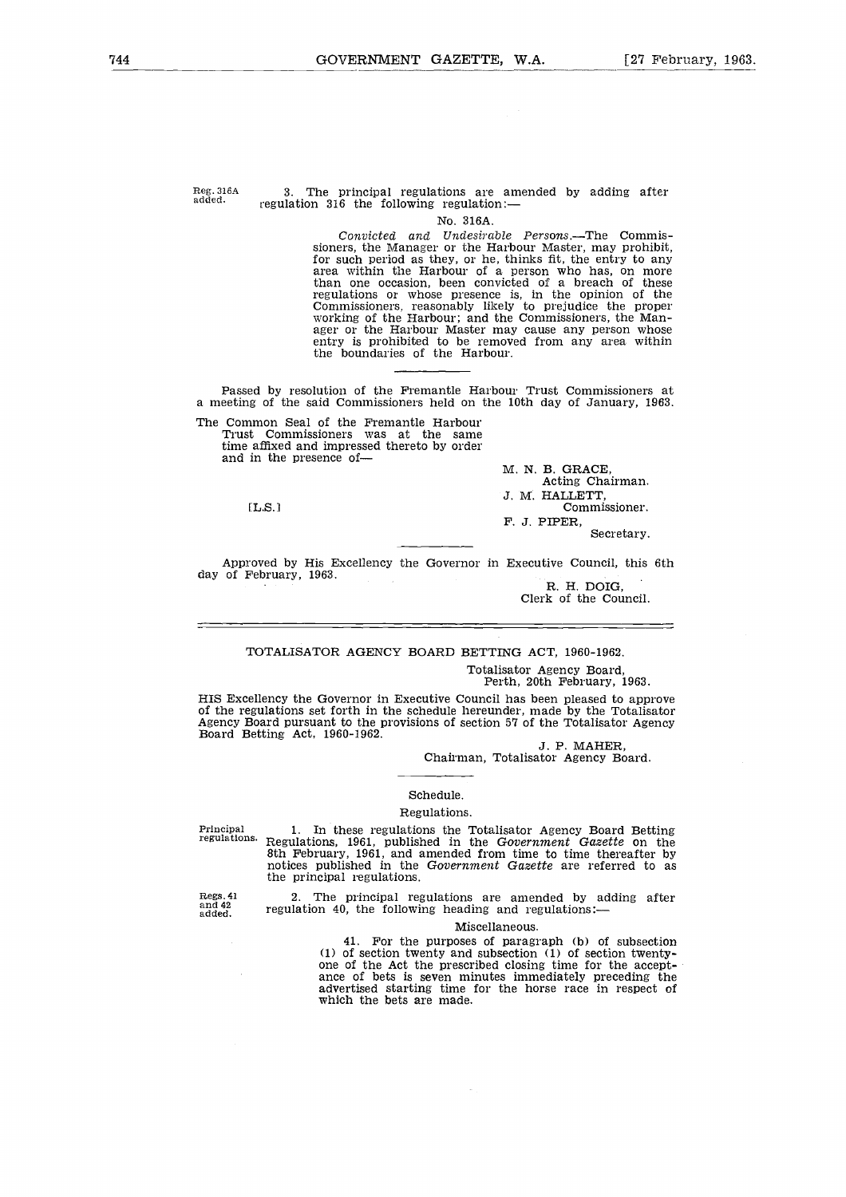Reg. 316A added.

3. The principal regulations are amended by adding after regulation 316 the following regulation:—

No. 316A.

*Convicted and Undesirable Persons*.—The Commissioners, the Manager or the Harbour Master, may prohibit, for such period as they, or he, thinks fit, the entry to any area within the Harbour of a person who has, on more than one occasion, been convicted of a breach of these regulations or whose presence is, in the opinion of the Commissioners, reasonably likely to prejudice the proper working of the Harbour; and the Commissioners, the Manager or the Harbour Master may cause any person whose entry is prohibited to be removed from any area within the boundaries of the Harbour.

---

Passed by resolution of the Fremantle Harbour Trust Commissioners at a meeting of the said Commissioners held on the 10th day of January, 1963.

The Common Seal of the Fremantle Harbour Trust Commissioners was at the same time affixed and impressed thereto by order and in the presence of—

[L.S.]

M. N. B. GRACE,
Acting Chairman.

J. M. HALLETT,
Commissioner.

F. J. PIPER,
Secretary.

---

Approved by His Excellency the Governor in Executive Council, this 6th day of February, 1963.

R. H. DOIG,
Clerk of the Council.

---

## TOTALISATOR AGENCY BOARD BETTING ACT, 1960-1962.

Totalisator Agency Board,
Perth, 20th February, 1963.

HIS Excellency the Governor in Executive Council has been pleased to approve of the regulations set forth in the schedule hereunder, made by the Totalisator Agency Board pursuant to the provisions of section 57 of the Totalisator Agency Board Betting Act, 1960-1962.

J. P. MAHER,
Chairman, Totalisator Agency Board.

---

### Schedule.

### Regulations.

Principal regulations.

1. In these regulations the Totalisator Agency Board Betting Regulations, 1961, published in the *Government Gazette* on the 8th February, 1961, and amended from time to time thereafter by notices published in the *Government Gazette* are referred to as the principal regulations.

Regs. 41 and 42 added.

2. The principal regulations are amended by adding after regulation 40, the following heading and regulations:—

Miscellaneous.

41. For the purposes of paragraph (b) of subsection (1) of section twenty and subsection (1) of section twenty-one of the Act the prescribed closing time for the acceptance of bets is seven minutes immediately preceding the advertised starting time for the horse race in respect of which the bets are made.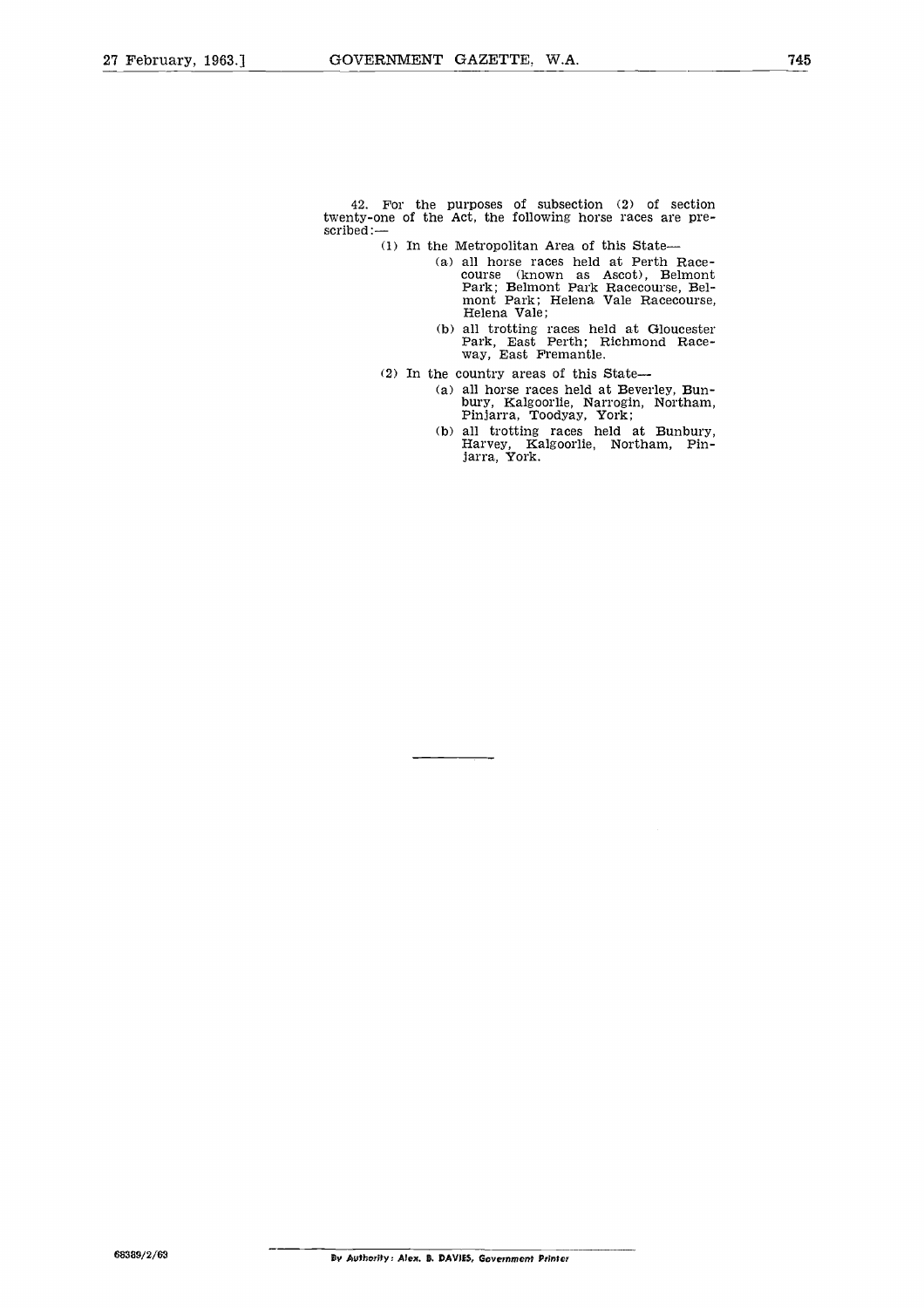42. For the purposes of subsection (2) of section twenty-one of the Act, the following horse races are prescribed:—

(1) In the Metropolitan Area of this State—

(a) all horse races held at Perth Racecourse (known as Ascot), Belmont Park; Belmont Park Racecourse, Belmont Park; Helena Vale Racecourse, Helena Vale;

(b) all trotting races held at Gloucester Park, East Perth; Richmond Raceway, East Fremantle.

(2) In the country areas of this State—

(a) all horse races held at Beverley, Bunbury, Kalgoorlie, Narrogin, Northam, Pinjarra, Toodyay, York;

(b) all trotting races held at Bunbury, Harvey, Kalgoorlie, Northam, Pinjarra, York.

---

68389/2/63

By Authority: Alex. B. DAVIES, Government Printer